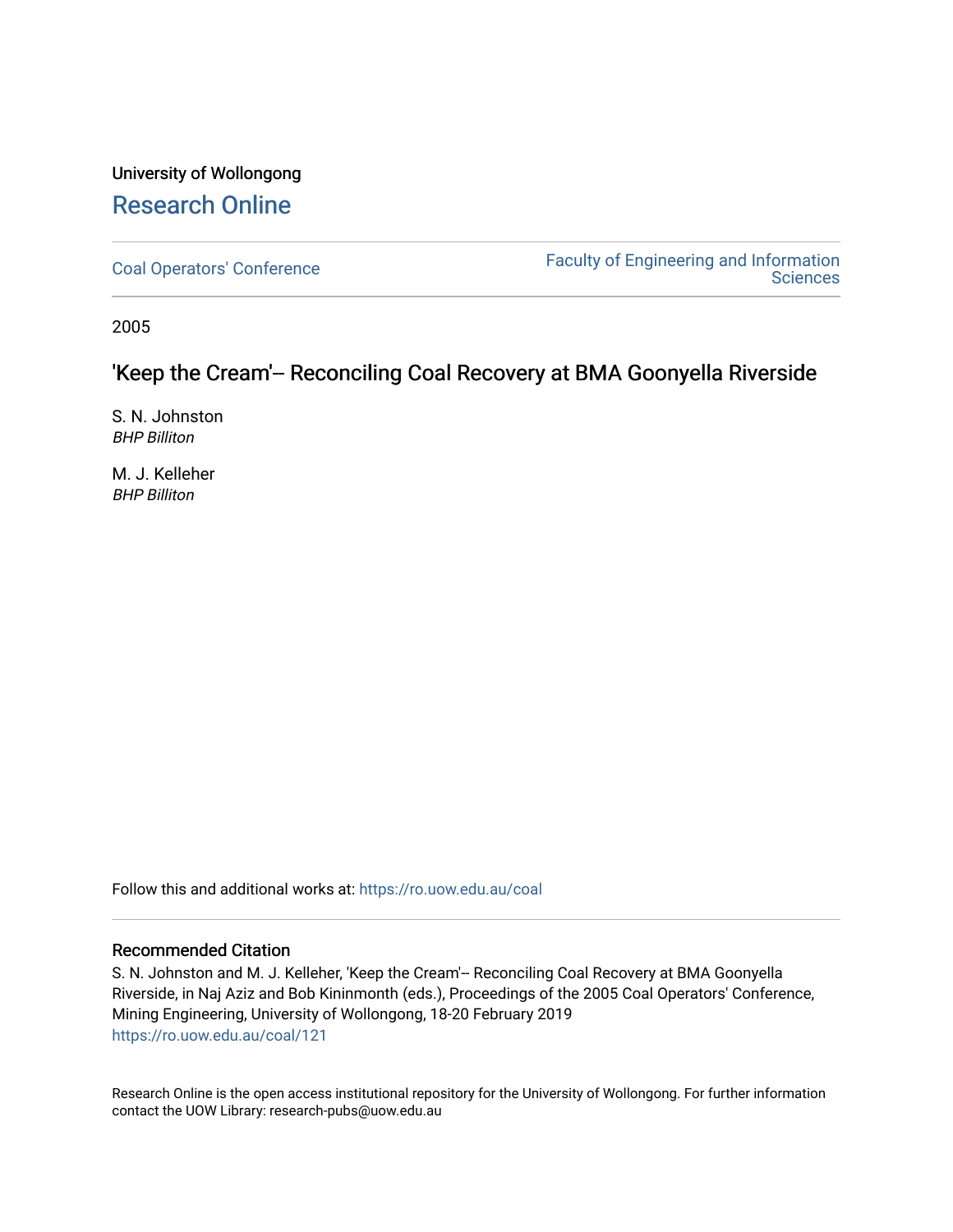University of Wollongong

# Research Online

Coal Operators' Conference | Faculty of Engineering and Information Sciences

2005

## 'Keep the Cream'-- Reconciling Coal Recovery at BMA Goonyella Riverside

S. N. Johnston
*BHP Billiton*

M. J. Kelleher
*BHP Billiton*

Follow this and additional works at: https://ro.uow.edu.au/coal

### Recommended Citation

S. N. Johnston and M. J. Kelleher, 'Keep the Cream'-- Reconciling Coal Recovery at BMA Goonyella Riverside, in Naj Aziz and Bob Kininmonth (eds.), Proceedings of the 2005 Coal Operators' Conference, Mining Engineering, University of Wollongong, 18-20 February 2019
https://ro.uow.edu.au/coal/121

Research Online is the open access institutional repository for the University of Wollongong. For further information contact the UOW Library: research-pubs@uow.edu.au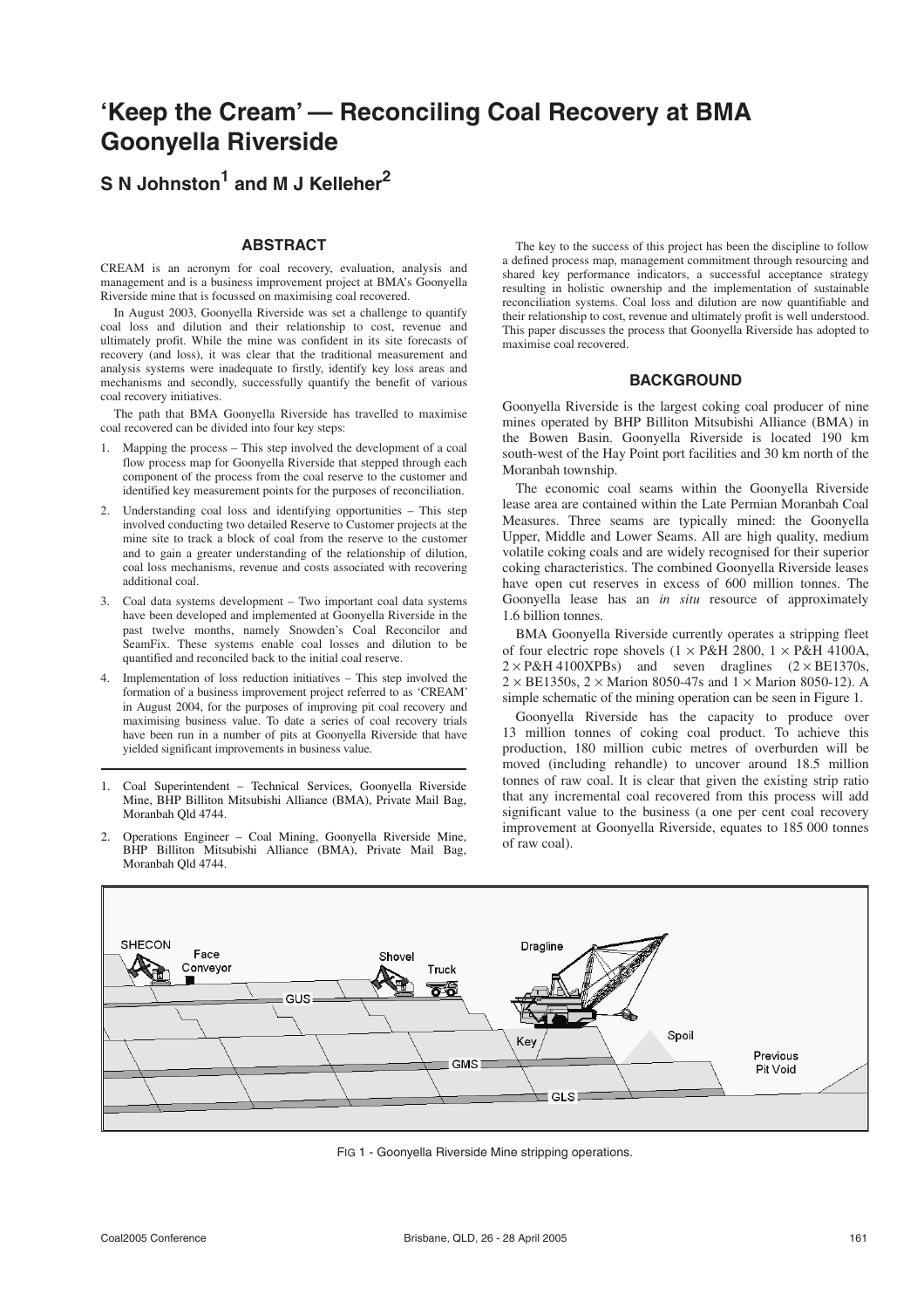# 'Keep the Cream' — Reconciling Coal Recovery at BMA Goonyella Riverside

## S N Johnston[1] and M J Kelleher[2]

### ABSTRACT

CREAM is an acronym for coal recovery, evaluation, analysis and management and is a business improvement project at BMA's Goonyella Riverside mine that is focussed on maximising coal recovered.

In August 2003, Goonyella Riverside was set a challenge to quantify coal loss and dilution and their relationship to cost, revenue and ultimately profit. While the mine was confident in its site forecasts of recovery (and loss), it was clear that the traditional measurement and analysis systems were inadequate to firstly, identify key loss areas and mechanisms and secondly, successfully quantify the benefit of various coal recovery initiatives.

The path that BMA Goonyella Riverside has travelled to maximise coal recovered can be divided into four key steps:

1. Mapping the process – This step involved the development of a coal flow process map for Goonyella Riverside that stepped through each component of the process from the coal reserve to the customer and identified key measurement points for the purposes of reconciliation.
2. Understanding coal loss and identifying opportunities – This step involved conducting two detailed Reserve to Customer projects at the mine site to track a block of coal from the reserve to the customer and to gain a greater understanding of the relationship of dilution, coal loss mechanisms, revenue and costs associated with recovering additional coal.
3. Coal data systems development – Two important coal data systems have been developed and implemented at Goonyella Riverside in the past twelve months, namely Snowden's Coal Reconcilor and SeamFix. These systems enable coal losses and dilution to be quantified and reconciled back to the initial coal reserve.
4. Implementation of loss reduction initiatives – This step involved the formation of a business improvement project referred to as 'CREAM' in August 2004, for the purposes of improving pit coal recovery and maximising business value. To date a series of coal recovery trials have been run in a number of pits at Goonyella Riverside that have yielded significant improvements in business value.

The key to the success of this project has been the discipline to follow a defined process map, management commitment through resourcing and shared key performance indicators, a successful acceptance strategy resulting in holistic ownership and the implementation of sustainable reconciliation systems. Coal loss and dilution are now quantifiable and their relationship to cost, revenue and ultimately profit is well understood. This paper discusses the process that Goonyella Riverside has adopted to maximise coal recovered.

### BACKGROUND

Goonyella Riverside is the largest coking coal producer of nine mines operated by BHP Billiton Mitsubishi Alliance (BMA) in the Bowen Basin. Goonyella Riverside is located 190 km south-west of the Hay Point port facilities and 30 km north of the Moranbah township.

The economic coal seams within the Goonyella Riverside lease area are contained within the Late Permian Moranbah Coal Measures. Three seams are typically mined: the Goonyella Upper, Middle and Lower Seams. All are high quality, medium volatile coking coals and are widely recognised for their superior coking characteristics. The combined Goonyella Riverside leases have open cut reserves in excess of 600 million tonnes. The Goonyella lease has an *in situ* resource of approximately 1.6 billion tonnes.

BMA Goonyella Riverside currently operates a stripping fleet of four electric rope shovels (1 × P&H 2800, 1 × P&H 4100A, 2 × P&H 4100XPBs) and seven draglines (2 × BE1370s, 2 × BE1350s, 2 × Marion 8050-47s and 1 × Marion 8050-12). A simple schematic of the mining operation can be seen in Figure 1.

Goonyella Riverside has the capacity to produce over 13 million tonnes of coking coal product. To achieve this production, 180 million cubic metres of overburden will be moved (including rehandle) to uncover around 18.5 million tonnes of raw coal. It is clear that given the existing strip ratio that any incremental coal recovered from this process will add significant value to the business (a one per cent coal recovery improvement at Goonyella Riverside, equates to 185 000 tonnes of raw coal).

FIG 1 - Goonyella Riverside Mine stripping operations.

---

1. Coal Superintendent – Technical Services, Goonyella Riverside Mine, BHP Billiton Mitsubishi Alliance (BMA), Private Mail Bag, Moranbah Qld 4744.
2. Operations Engineer – Coal Mining, Goonyella Riverside Mine, BHP Billiton Mitsubishi Alliance (BMA), Private Mail Bag, Moranbah Qld 4744.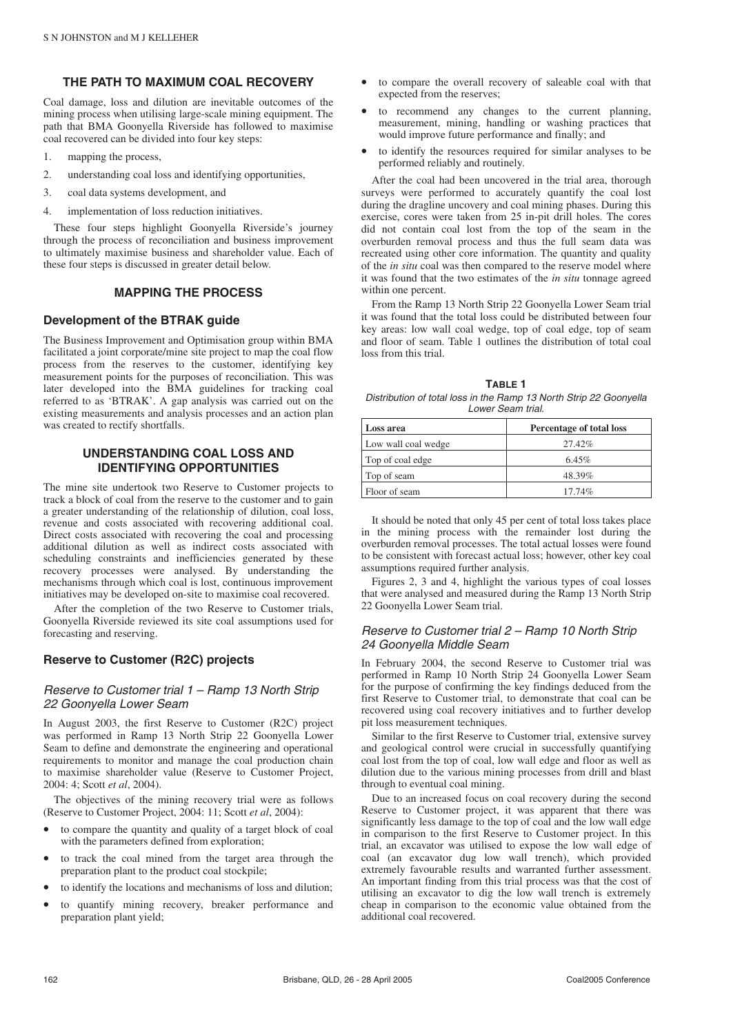## THE PATH TO MAXIMUM COAL RECOVERY

Coal damage, loss and dilution are inevitable outcomes of the mining process when utilising large-scale mining equipment. The path that BMA Goonyella Riverside has followed to maximise coal recovered can be divided into four key steps:

1. mapping the process,
2. understanding coal loss and identifying opportunities,
3. coal data systems development, and
4. implementation of loss reduction initiatives.

These four steps highlight Goonyella Riverside's journey through the process of reconciliation and business improvement to ultimately maximise business and shareholder value. Each of these four steps is discussed in greater detail below.

## MAPPING THE PROCESS

### Development of the BTRAK guide

The Business Improvement and Optimisation group within BMA facilitated a joint corporate/mine site project to map the coal flow process from the reserves to the customer, identifying key measurement points for the purposes of reconciliation. This was later developed into the BMA guidelines for tracking coal referred to as 'BTRAK'. A gap analysis was carried out on the existing measurements and analysis processes and an action plan was created to rectify shortfalls.

## UNDERSTANDING COAL LOSS AND IDENTIFYING OPPORTUNITIES

The mine site undertook two Reserve to Customer projects to track a block of coal from the reserve to the customer and to gain a greater understanding of the relationship of dilution, coal loss, revenue and costs associated with recovering additional coal. Direct costs associated with recovering the coal and processing additional dilution as well as indirect costs associated with scheduling constraints and inefficiencies generated by these recovery processes were analysed. By understanding the mechanisms through which coal is lost, continuous improvement initiatives may be developed on-site to maximise coal recovered.

After the completion of the two Reserve to Customer trials, Goonyella Riverside reviewed its site coal assumptions used for forecasting and reserving.

### Reserve to Customer (R2C) projects

#### *Reserve to Customer trial 1 – Ramp 13 North Strip 22 Goonyella Lower Seam*

In August 2003, the first Reserve to Customer (R2C) project was performed in Ramp 13 North Strip 22 Goonyella Lower Seam to define and demonstrate the engineering and operational requirements to monitor and manage the coal production chain to maximise shareholder value (Reserve to Customer Project, 2004: 4; Scott *et al*, 2004).

The objectives of the mining recovery trial were as follows (Reserve to Customer Project, 2004: 11; Scott *et al*, 2004):

- to compare the quantity and quality of a target block of coal with the parameters defined from exploration;
- to track the coal mined from the target area through the preparation plant to the product coal stockpile;
- to identify the locations and mechanisms of loss and dilution;
- to quantify mining recovery, breaker performance and preparation plant yield;
- to compare the overall recovery of saleable coal with that expected from the reserves;
- to recommend any changes to the current planning, measurement, mining, handling or washing practices that would improve future performance and finally; and
- to identify the resources required for similar analyses to be performed reliably and routinely.

After the coal had been uncovered in the trial area, thorough surveys were performed to accurately quantify the coal lost during the dragline uncovery and coal mining phases. During this exercise, cores were taken from 25 in-pit drill holes. The cores did not contain coal lost from the top of the seam in the overburden removal process and thus the full seam data was recreated using other core information. The quantity and quality of the *in situ* coal was then compared to the reserve model where it was found that the two estimates of the *in situ* tonnage agreed within one percent.

From the Ramp 13 North Strip 22 Goonyella Lower Seam trial it was found that the total loss could be distributed between four key areas: low wall coal wedge, top of coal edge, top of seam and floor of seam. Table 1 outlines the distribution of total coal loss from this trial.

**TABLE 1**
*Distribution of total loss in the Ramp 13 North Strip 22 Goonyella Lower Seam trial.*

| Loss area | Percentage of total loss |
|---|---|
| Low wall coal wedge | 27.42% |
| Top of coal edge | 6.45% |
| Top of seam | 48.39% |
| Floor of seam | 17.74% |

It should be noted that only 45 per cent of total loss takes place in the mining process with the remainder lost during the overburden removal processes. The total actual losses were found to be consistent with forecast actual loss; however, other key coal assumptions required further analysis.

Figures 2, 3 and 4, highlight the various types of coal losses that were analysed and measured during the Ramp 13 North Strip 22 Goonyella Lower Seam trial.

#### *Reserve to Customer trial 2 – Ramp 10 North Strip 24 Goonyella Middle Seam*

In February 2004, the second Reserve to Customer trial was performed in Ramp 10 North Strip 24 Goonyella Lower Seam for the purpose of confirming the key findings deduced from the first Reserve to Customer trial, to demonstrate that coal can be recovered using coal recovery initiatives and to further develop pit loss measurement techniques.

Similar to the first Reserve to Customer trial, extensive survey and geological control were crucial in successfully quantifying coal lost from the top of coal, low wall edge and floor as well as dilution due to the various mining processes from drill and blast through to eventual coal mining.

Due to an increased focus on coal recovery during the second Reserve to Customer project, it was apparent that there was significantly less damage to the top of coal and the low wall edge in comparison to the first Reserve to Customer project. In this trial, an excavator was utilised to expose the low wall edge of coal (an excavator dug low wall trench), which provided extremely favourable results and warranted further assessment. An important finding from this trial process was that the cost of utilising an excavator to dig the low wall trench is extremely cheap in comparison to the economic value obtained from the additional coal recovered.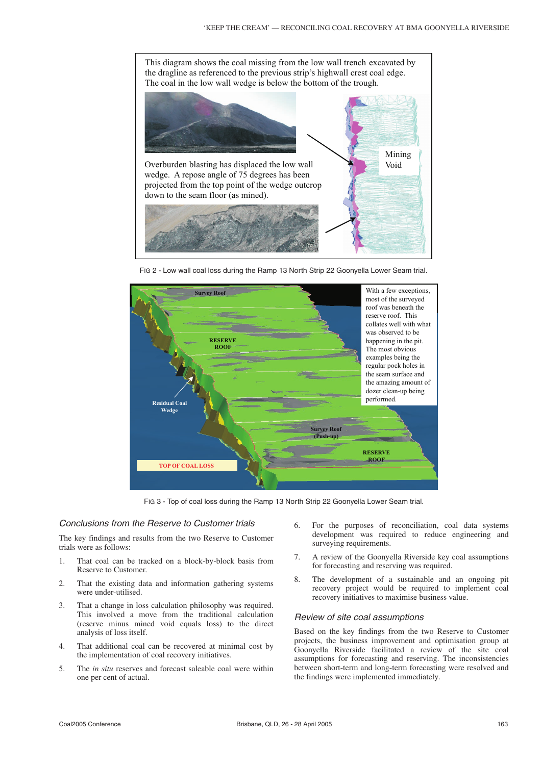This diagram shows the coal missing from the low wall trench excavated by the dragline as referenced to the previous strip's highwall crest coal edge. The coal in the low wall wedge is below the bottom of the trough.

Overburden blasting has displaced the low wall wedge. A repose angle of 75 degrees has been projected from the top point of the wedge outcrop down to the seam floor (as mined).

Mining Void

FIG 2 - Low wall coal loss during the Ramp 13 North Strip 22 Goonyella Lower Seam trial.

Survey Roof

RESERVE ROOF

Residual Coal Wedge

Survey Roof (Push-up)

RESERVE ROOF

TOP OF COAL LOSS

With a few exceptions, most of the surveyed roof was beneath the reserve roof. This collates well with what was observed to be happening in the pit. The most obvious examples being the regular pock holes in the seam surface and the amazing amount of dozer clean-up being performed.

FIG 3 - Top of coal loss during the Ramp 13 North Strip 22 Goonyella Lower Seam trial.

## *Conclusions from the Reserve to Customer trials*

The key findings and results from the two Reserve to Customer trials were as follows:

1. That coal can be tracked on a block-by-block basis from Reserve to Customer.
2. That the existing data and information gathering systems were under-utilised.
3. That a change in loss calculation philosophy was required. This involved a move from the traditional calculation (reserve minus mined void equals loss) to the direct analysis of loss itself.
4. That additional coal can be recovered at minimal cost by the implementation of coal recovery initiatives.
5. The *in situ* reserves and forecast saleable coal were within one per cent of actual.
6. For the purposes of reconciliation, coal data systems development was required to reduce engineering and surveying requirements.
7. A review of the Goonyella Riverside key coal assumptions for forecasting and reserving was required.
8. The development of a sustainable and an ongoing pit recovery project would be required to implement coal recovery initiatives to maximise business value.

## *Review of site coal assumptions*

Based on the key findings from the two Reserve to Customer projects, the business improvement and optimisation group at Goonyella Riverside facilitated a review of the site coal assumptions for forecasting and reserving. The inconsistencies between short-term and long-term forecasting were resolved and the findings were implemented immediately.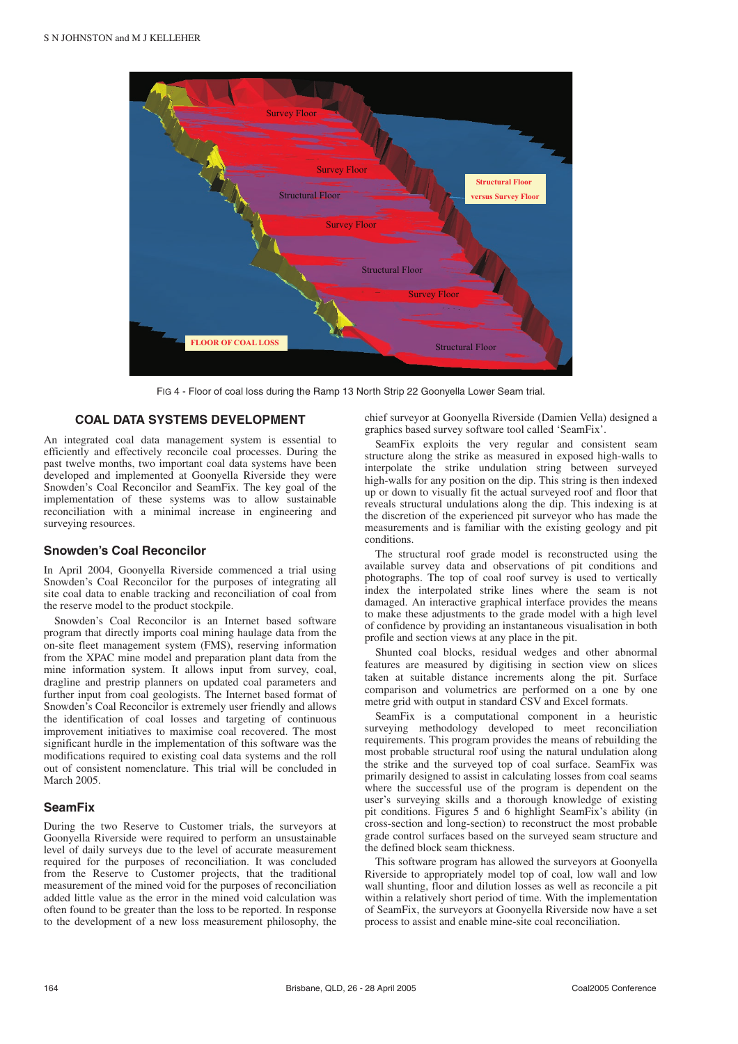FIG 4 - Floor of coal loss during the Ramp 13 North Strip 22 Goonyella Lower Seam trial.

## COAL DATA SYSTEMS DEVELOPMENT

An integrated coal data management system is essential to efficiently and effectively reconcile coal processes. During the past twelve months, two important coal data systems have been developed and implemented at Goonyella Riverside they were Snowden's Coal Reconcilor and SeamFix. The key goal of the implementation of these systems was to allow sustainable reconciliation with a minimal increase in engineering and surveying resources.

### Snowden's Coal Reconcilor

In April 2004, Goonyella Riverside commenced a trial using Snowden's Coal Reconcilor for the purposes of integrating all site coal data to enable tracking and reconciliation of coal from the reserve model to the product stockpile.

Snowden's Coal Reconcilor is an Internet based software program that directly imports coal mining haulage data from the on-site fleet management system (FMS), reserving information from the XPAC mine model and preparation plant data from the mine information system. It allows input from survey, coal, dragline and prestrip planners on updated coal parameters and further input from coal geologists. The Internet based format of Snowden's Coal Reconcilor is extremely user friendly and allows the identification of coal losses and targeting of continuous improvement initiatives to maximise coal recovered. The most significant hurdle in the implementation of this software was the modifications required to existing coal data systems and the roll out of consistent nomenclature. This trial will be concluded in March 2005.

### SeamFix

During the two Reserve to Customer trials, the surveyors at Goonyella Riverside were required to perform an unsustainable level of daily surveys due to the level of accurate measurement required for the purposes of reconciliation. It was concluded from the Reserve to Customer projects, that the traditional measurement of the mined void for the purposes of reconciliation added little value as the error in the mined void calculation was often found to be greater than the loss to be reported. In response to the development of a new loss measurement philosophy, the chief surveyor at Goonyella Riverside (Damien Vella) designed a graphics based survey software tool called 'SeamFix'.

SeamFix exploits the very regular and consistent seam structure along the strike as measured in exposed high-walls to interpolate the strike undulation string between surveyed high-walls for any position on the dip. This string is then indexed up or down to visually fit the actual surveyed roof and floor that reveals structural undulations along the dip. This indexing is at the discretion of the experienced pit surveyor who has made the measurements and is familiar with the existing geology and pit conditions.

The structural roof grade model is reconstructed using the available survey data and observations of pit conditions and photographs. The top of coal roof survey is used to vertically index the interpolated strike lines where the seam is not damaged. An interactive graphical interface provides the means to make these adjustments to the grade model with a high level of confidence by providing an instantaneous visualisation in both profile and section views at any place in the pit.

Shunted coal blocks, residual wedges and other abnormal features are measured by digitising in section view on slices taken at suitable distance increments along the pit. Surface comparison and volumetrics are performed on a one by one metre grid with output in standard CSV and Excel formats.

SeamFix is a computational component in a heuristic surveying methodology developed to meet reconciliation requirements. This program provides the means of rebuilding the most probable structural roof using the natural undulation along the strike and the surveyed top of coal surface. SeamFix was primarily designed to assist in calculating losses from coal seams where the successful use of the program is dependent on the user's surveying skills and a thorough knowledge of existing pit conditions. Figures 5 and 6 highlight SeamFix's ability (in cross-section and long-section) to reconstruct the most probable grade control surfaces based on the surveyed seam structure and the defined block seam thickness.

This software program has allowed the surveyors at Goonyella Riverside to appropriately model top of coal, low wall and low wall shunting, floor and dilution losses as well as reconcile a pit within a relatively short period of time. With the implementation of SeamFix, the surveyors at Goonyella Riverside now have a set process to assist and enable mine-site coal reconciliation.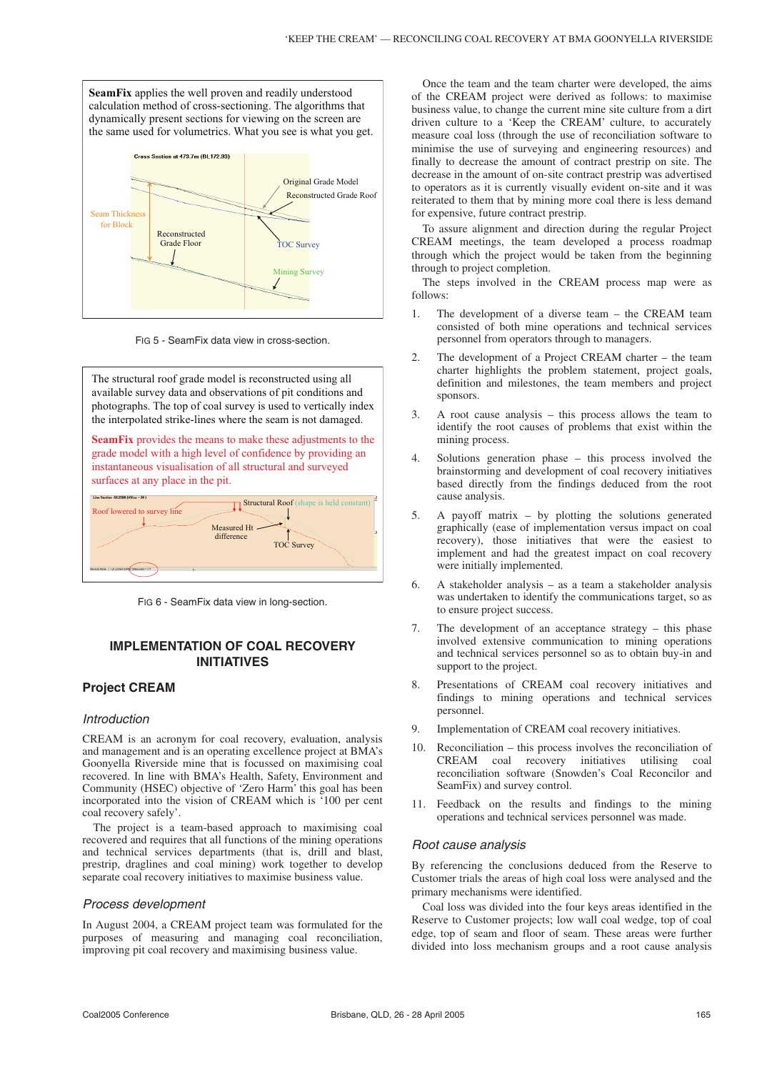**SeamFix** applies the well proven and readily understood calculation method of cross-sectioning. The algorithms that dynamically present sections for viewing on the screen are the same used for volumetrics. What you see is what you get.

FIG 5 - SeamFix data view in cross-section.

The structural roof grade model is reconstructed using all available survey data and observations of pit conditions and photographs. The top of coal survey is used to vertically index the interpolated strike-lines where the seam is not damaged.

**SeamFix** provides the means to make these adjustments to the grade model with a high level of confidence by providing an instantaneous visualisation of all structural and surveyed surfaces at any place in the pit.

FIG 6 - SeamFix data view in long-section.

## IMPLEMENTATION OF COAL RECOVERY INITIATIVES

### Project CREAM

#### *Introduction*

CREAM is an acronym for coal recovery, evaluation, analysis and management and is an operating excellence project at BMA's Goonyella Riverside mine that is focussed on maximising coal recovered. In line with BMA's Health, Safety, Environment and Community (HSEC) objective of 'Zero Harm' this goal has been incorporated into the vision of CREAM which is '100 per cent coal recovery safely'.

The project is a team-based approach to maximising coal recovered and requires that all functions of the mining operations and technical services departments (that is, drill and blast, prestrip, draglines and coal mining) work together to develop separate coal recovery initiatives to maximise business value.

#### *Process development*

In August 2004, a CREAM project team was formulated for the purposes of measuring and managing coal reconciliation, improving pit coal recovery and maximising business value.

Once the team and the team charter were developed, the aims of the CREAM project were derived as follows: to maximise business value, to change the current mine site culture from a dirt driven culture to a 'Keep the CREAM' culture, to accurately measure coal loss (through the use of reconciliation software to minimise the use of surveying and engineering resources) and finally to decrease the amount of contract prestrip on site. The decrease in the amount of on-site contract prestrip was advertised to operators as it is currently visually evident on-site and it was reiterated to them that by mining more coal there is less demand for expensive, future contract prestrip.

To assure alignment and direction during the regular Project CREAM meetings, the team developed a process roadmap through which the project would be taken from the beginning through to project completion.

The steps involved in the CREAM process map were as follows:

1. The development of a diverse team – the CREAM team consisted of both mine operations and technical services personnel from operators through to managers.
2. The development of a Project CREAM charter – the team charter highlights the problem statement, project goals, definition and milestones, the team members and project sponsors.
3. A root cause analysis – this process allows the team to identify the root causes of problems that exist within the mining process.
4. Solutions generation phase – this process involved the brainstorming and development of coal recovery initiatives based directly from the findings deduced from the root cause analysis.
5. A payoff matrix – by plotting the solutions generated graphically (ease of implementation versus impact on coal recovery), those initiatives that were the easiest to implement and had the greatest impact on coal recovery were initially implemented.
6. A stakeholder analysis – as a team a stakeholder analysis was undertaken to identify the communications target, so as to ensure project success.
7. The development of an acceptance strategy – this phase involved extensive communication to mining operations and technical services personnel so as to obtain buy-in and support to the project.
8. Presentations of CREAM coal recovery initiatives and findings to mining operations and technical services personnel.
9. Implementation of CREAM coal recovery initiatives.
10. Reconciliation – this process involves the reconciliation of CREAM coal recovery initiatives utilising coal reconciliation software (Snowden's Coal Reconcilor and SeamFix) and survey control.
11. Feedback on the results and findings to the mining operations and technical services personnel was made.

#### *Root cause analysis*

By referencing the conclusions deduced from the Reserve to Customer trials the areas of high coal loss were analysed and the primary mechanisms were identified.

Coal loss was divided into the four keys areas identified in the Reserve to Customer projects; low wall coal wedge, top of coal edge, top of seam and floor of seam. These areas were further divided into loss mechanism groups and a root cause analysis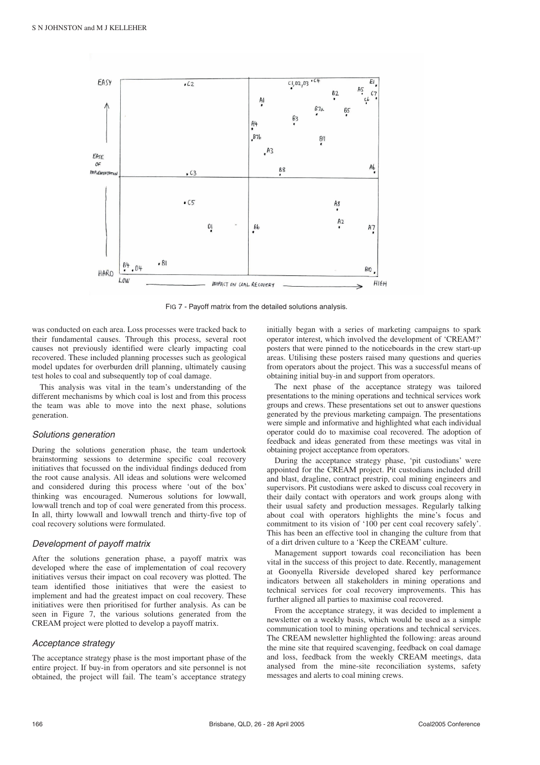FIG 7 - Payoff matrix from the detailed solutions analysis.

was conducted on each area. Loss processes were tracked back to their fundamental causes. Through this process, several root causes not previously identified were clearly impacting coal recovered. These included planning processes such as geological model updates for overburden drill planning, ultimately causing test holes to coal and subsequently top of coal damage.

This analysis was vital in the team's understanding of the different mechanisms by which coal is lost and from this process the team was able to move into the next phase, solutions generation.

### *Solutions generation*

During the solutions generation phase, the team undertook brainstorming sessions to determine specific coal recovery initiatives that focussed on the individual findings deduced from the root cause analysis. All ideas and solutions were welcomed and considered during this process where 'out of the box' thinking was encouraged. Numerous solutions for lowwall, lowwall trench and top of coal were generated from this process. In all, thirty lowwall and lowwall trench and thirty-five top of coal recovery solutions were formulated.

### *Development of payoff matrix*

After the solutions generation phase, a payoff matrix was developed where the ease of implementation of coal recovery initiatives versus their impact on coal recovery was plotted. The team identified those initiatives that were the easiest to implement and had the greatest impact on coal recovery. These initiatives were then prioritised for further analysis. As can be seen in Figure 7, the various solutions generated from the CREAM project were plotted to develop a payoff matrix.

### *Acceptance strategy*

The acceptance strategy phase is the most important phase of the entire project. If buy-in from operators and site personnel is not obtained, the project will fail. The team's acceptance strategy initially began with a series of marketing campaigns to spark operator interest, which involved the development of 'CREAM?' posters that were pinned to the noticeboards in the crew start-up areas. Utilising these posters raised many questions and queries from operators about the project. This was a successful means of obtaining initial buy-in and support from operators.

The next phase of the acceptance strategy was tailored presentations to the mining operations and technical services work groups and crews. These presentations set out to answer questions generated by the previous marketing campaign. The presentations were simple and informative and highlighted what each individual operator could do to maximise coal recovered. The adoption of feedback and ideas generated from these meetings was vital in obtaining project acceptance from operators.

During the acceptance strategy phase, 'pit custodians' were appointed for the CREAM project. Pit custodians included drill and blast, dragline, contract prestrip, coal mining engineers and supervisors. Pit custodians were asked to discuss coal recovery in their daily contact with operators and work groups along with their usual safety and production messages. Regularly talking about coal with operators highlights the mine's focus and commitment to its vision of '100 per cent coal recovery safely'. This has been an effective tool in changing the culture from that of a dirt driven culture to a 'Keep the CREAM' culture.

Management support towards coal reconciliation has been vital in the success of this project to date. Recently, management at Goonyella Riverside developed shared key performance indicators between all stakeholders in mining operations and technical services for coal recovery improvements. This has further aligned all parties to maximise coal recovered.

From the acceptance strategy, it was decided to implement a newsletter on a weekly basis, which would be used as a simple communication tool to mining operations and technical services. The CREAM newsletter highlighted the following: areas around the mine site that required scavenging, feedback on coal damage and loss, feedback from the weekly CREAM meetings, data analysed from the mine-site reconciliation systems, safety messages and alerts to coal mining crews.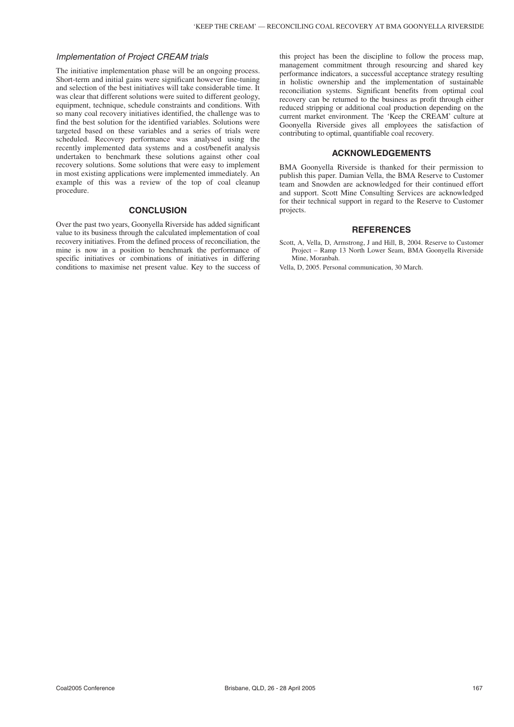### *Implementation of Project CREAM trials*

The initiative implementation phase will be an ongoing process. Short-term and initial gains were significant however fine-tuning and selection of the best initiatives will take considerable time. It was clear that different solutions were suited to different geology, equipment, technique, schedule constraints and conditions. With so many coal recovery initiatives identified, the challenge was to find the best solution for the identified variables. Solutions were targeted based on these variables and a series of trials were scheduled. Recovery performance was analysed using the recently implemented data systems and a cost/benefit analysis undertaken to benchmark these solutions against other coal recovery solutions. Some solutions that were easy to implement in most existing applications were implemented immediately. An example of this was a review of the top of coal cleanup procedure.

## CONCLUSION

Over the past two years, Goonyella Riverside has added significant value to its business through the calculated implementation of coal recovery initiatives. From the defined process of reconciliation, the mine is now in a position to benchmark the performance of specific initiatives or combinations of initiatives in differing conditions to maximise net present value. Key to the success of this project has been the discipline to follow the process map, management commitment through resourcing and shared key performance indicators, a successful acceptance strategy resulting in holistic ownership and the implementation of sustainable reconciliation systems. Significant benefits from optimal coal recovery can be returned to the business as profit through either reduced stripping or additional coal production depending on the current market environment. The 'Keep the CREAM' culture at Goonyella Riverside gives all employees the satisfaction of contributing to optimal, quantifiable coal recovery.

## ACKNOWLEDGEMENTS

BMA Goonyella Riverside is thanked for their permission to publish this paper. Damian Vella, the BMA Reserve to Customer team and Snowden are acknowledged for their continued effort and support. Scott Mine Consulting Services are acknowledged for their technical support in regard to the Reserve to Customer projects.

## REFERENCES

Scott, A, Vella, D, Armstrong, J and Hill, B, 2004. Reserve to Customer Project – Ramp 13 North Lower Seam, BMA Goonyella Riverside Mine, Moranbah.

Vella, D, 2005. Personal communication, 30 March.